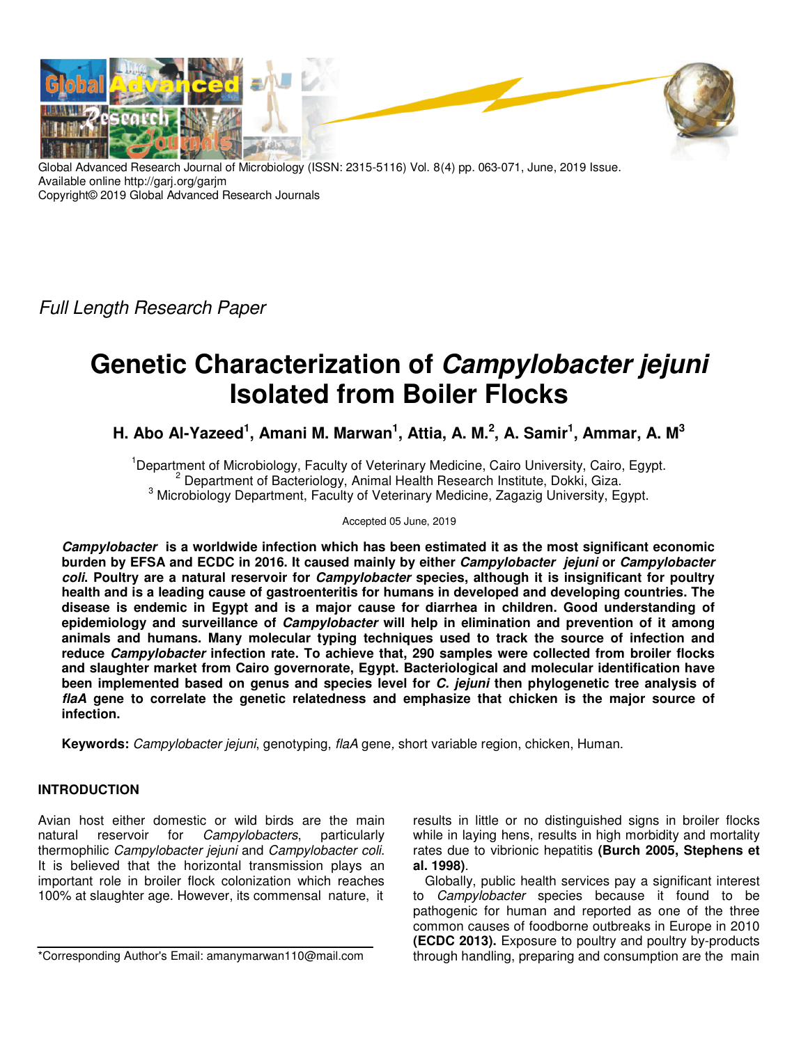Global Advanced Research Journal of Microbiology (ISSN: 2315-5116) Vol. 8(4) pp. 063-071, June, 2019 Issue.
Available online http://garj.org/garjm
Copyright© 2019 Global Advanced Research Journals

*Full Length Research Paper*

# Genetic Characterization of *Campylobacter jejuni* Isolated from Boiler Flocks

**H. Abo Al-Yazeed[1], Amani M. Marwan[1], Attia, A. M.[2], A. Samir[1], Ammar, A. M[3]**

[1]Department of Microbiology, Faculty of Veterinary Medicine, Cairo University, Cairo, Egypt.
[2] Department of Bacteriology, Animal Health Research Institute, Dokki, Giza.
[3] Microbiology Department, Faculty of Veterinary Medicine, Zagazig University, Egypt.

Accepted 05 June, 2019

***Campylobacter* is a worldwide infection which has been estimated it as the most significant economic burden by EFSA and ECDC in 2016. It caused mainly by either *Campylobacter jejuni* or *Campylobacter coli*. Poultry are a natural reservoir for *Campylobacter* species, although it is insignificant for poultry health and is a leading cause of gastroenteritis for humans in developed and developing countries. The disease is endemic in Egypt and is a major cause for diarrhea in children. Good understanding of epidemiology and surveillance of *Campylobacter* will help in elimination and prevention of it among animals and humans. Many molecular typing techniques used to track the source of infection and reduce *Campylobacter* infection rate. To achieve that, 290 samples were collected from broiler flocks and slaughter market from Cairo governorate, Egypt. Bacteriological and molecular identification have been implemented based on genus and species level for *C. jejuni* then phylogenetic tree analysis of *flaA* gene to correlate the genetic relatedness and emphasize that chicken is the major source of infection.**

**Keywords:** *Campylobacter jejuni*, genotyping, *flaA* gene, short variable region, chicken, Human.

## INTRODUCTION

Avian host either domestic or wild birds are the main natural reservoir for *Campylobacters*, particularly thermophilic *Campylobacter jejuni* and *Campylobacter coli*. It is believed that the horizontal transmission plays an important role in broiler flock colonization which reaches 100% at slaughter age. However, its commensal nature, it results in little or no distinguished signs in broiler flocks while in laying hens, results in high morbidity and mortality rates due to vibrionic hepatitis **(Burch 2005, Stephens et al. 1998)**.

Globally, public health services pay a significant interest to *Campylobacter* species because it found to be pathogenic for human and reported as one of the three common causes of foodborne outbreaks in Europe in 2010 **(ECDC 2013).** Exposure to poultry and poultry by-products through handling, preparing and consumption are the main

*Corresponding Author's Email: amanymarwan110@mail.com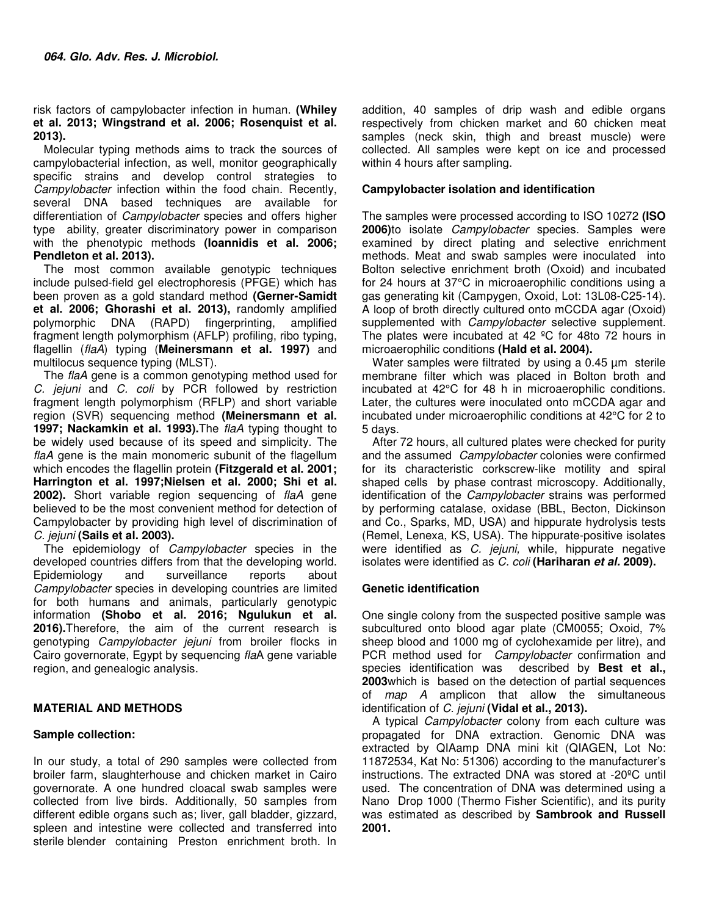risk factors of campylobacter infection in human. **(Whiley et al. 2013; Wingstrand et al. 2006; Rosenquist et al. 2013).**

Molecular typing methods aims to track the sources of campylobacterial infection, as well, monitor geographically specific strains and develop control strategies to *Campylobacter* infection within the food chain. Recently, several DNA based techniques are available for differentiation of *Campylobacter* species and offers higher type ability, greater discriminatory power in comparison with the phenotypic methods **(Ioannidis et al. 2006; Pendleton et al. 2013).**

The most common available genotypic techniques include pulsed-field gel electrophoresis (PFGE) which has been proven as a gold standard method **(Gerner-Samidt et al. 2006; Ghorashi et al. 2013),** randomly amplified polymorphic DNA (RAPD) fingerprinting, amplified fragment length polymorphism (AFLP) profiling, ribo typing, flagellin (*flaA*) typing (**Meinersmann et al. 1997)** and multilocus sequence typing (MLST).

The *flaA* gene is a common genotyping method used for *C. jejuni* and *C. coli* by PCR followed by restriction fragment length polymorphism (RFLP) and short variable region (SVR) sequencing method **(Meinersmann et al. 1997; Nackamkin et al. 1993).**The *flaA* typing thought to be widely used because of its speed and simplicity. The *flaA* gene is the main monomeric subunit of the flagellum which encodes the flagellin protein **(Fitzgerald et al. 2001; Harrington et al. 1997;Nielsen et al. 2000; Shi et al. 2002).** Short variable region sequencing of *flaA* gene believed to be the most convenient method for detection of Campylobacter by providing high level of discrimination of *C. jejuni* **(Sails et al. 2003).**

The epidemiology of *Campylobacter* species in the developed countries differs from that the developing world. Epidemiology and surveillance reports about *Campylobacter* species in developing countries are limited for both humans and animals, particularly genotypic information **(Shobo et al. 2016; Ngulukun et al. 2016).**Therefore, the aim of the current research is genotyping *Campylobacter jejuni* from broiler flocks in Cairo governorate, Egypt by sequencing *fla*A gene variable region, and genealogic analysis.

## MATERIAL AND METHODS

### Sample collection:

In our study, a total of 290 samples were collected from broiler farm, slaughterhouse and chicken market in Cairo governorate. A one hundred cloacal swab samples were collected from live birds. Additionally, 50 samples from different edible organs such as; liver, gall bladder, gizzard, spleen and intestine were collected and transferred into sterile blender containing Preston enrichment broth. In addition, 40 samples of drip wash and edible organs respectively from chicken market and 60 chicken meat samples (neck skin, thigh and breast muscle) were collected. All samples were kept on ice and processed within 4 hours after sampling.

### Campylobacter isolation and identification

The samples were processed according to ISO 10272 **(ISO 2006)**to isolate *Campylobacter* species. Samples were examined by direct plating and selective enrichment methods. Meat and swab samples were inoculated into Bolton selective enrichment broth (Oxoid) and incubated for 24 hours at 37°C in microaerophilic conditions using a gas generating kit (Campygen, Oxoid, Lot: 13L08-C25-14). A loop of broth directly cultured onto mCCDA agar (Oxoid) supplemented with *Campylobacter* selective supplement. The plates were incubated at 42 ºC for 48to 72 hours in microaerophilic conditions **(Hald et al. 2004).**

Water samples were filtrated by using a 0.45 µm sterile membrane filter which was placed in Bolton broth and incubated at 42°C for 48 h in microaerophilic conditions. Later, the cultures were inoculated onto mCCDA agar and incubated under microaerophilic conditions at 42°C for 2 to 5 days.

After 72 hours, all cultured plates were checked for purity and the assumed *Campylobacter* colonies were confirmed for its characteristic corkscrew-like motility and spiral shaped cells by phase contrast microscopy. Additionally, identification of the *Campylobacter* strains was performed by performing catalase, oxidase (BBL, Becton, Dickinson and Co., Sparks, MD, USA) and hippurate hydrolysis tests (Remel, Lenexa, KS, USA). The hippurate-positive isolates were identified as *C. jejuni,* while, hippurate negative isolates were identified as *C. coli* **(Hariharan *et al.* 2009).**

### Genetic identification

One single colony from the suspected positive sample was subcultured onto blood agar plate (CM0055; Oxoid, 7% sheep blood and 1000 mg of cyclohexamide per litre), and PCR method used for *Campylobacter* confirmation and species identification was described by **Best et al., 2003**which is based on the detection of partial sequences of *map A* amplicon that allow the simultaneous identification of *C. jejuni* **(Vidal et al., 2013).**

A typical *Campylobacter* colony from each culture was propagated for DNA extraction. Genomic DNA was extracted by QIAamp DNA mini kit (QIAGEN, Lot No: 11872534, Kat No: 51306) according to the manufacturer's instructions. The extracted DNA was stored at -20ºC until used. The concentration of DNA was determined using a Nano Drop 1000 (Thermo Fisher Scientific), and its purity was estimated as described by **Sambrook and Russell 2001.**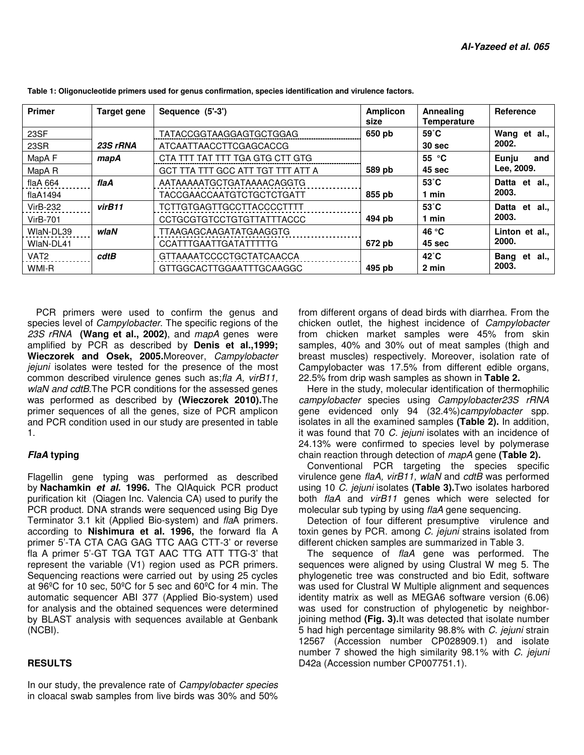**Table 1: Oligonucleotide primers used for genus confirmation, species identification and virulence factors.**

| Primer | Target gene | Sequence (5'-3') | Amplicon size | Annealing Temperature | Reference |
|---|---|---|---|---|---|
| 23SF | *23S rRNA* | TATACCGGTAAGGAGTGCTGGAG | 650 pb | 59˚C | Wang et al., 2002. |
| 23SR | | ATCAATTAACCTTCGAGCACCG | | 30 sec | |
| MapA F | *mapA* | CTA TTT TAT TTT TGA GTG CTT GTG | | 55 °C | Eunju and Lee, 2009. |
| MapA R | | GCT TTA TTT GCC ATT TGT TTT ATT A | 589 pb | 45 sec | |
| flaA 664 | *flaA* | AATAAAAATGCTGATAAAACAGGTG | | 53˚C | Datta et al., 2003. |
| flaA1494 | | TACCGAACCAATGTCTGCTCTGATT | 855 pb | 1 min | |
| VirB-232 | *virB11* | TCTTGTGAGTTGCCTTACCCCTTTT | | 53˚C | Datta et al., 2003. |
| VirB-701 | | CCTGCGTGTCCTGTGTTATTTACCC | 494 pb | 1 min | |
| WlaN-DL39 | *wlaN* | TTAAGAGCAAGATATGAAGGTG | | 46 °C | Linton et al., 2000. |
| WlaN-DL41 | | CCATTTGAATTGATATTTTTG | 672 pb | 45 sec | |
| VAT2 | *cdtB* | GTTAAAATCCCCTGCTATCAACCA | | 42˚C | Bang et al., 2003. |
| WMI-R | | GTTGGCACTTGGAATTTGCAAGGC | 495 pb | 2 min | |

PCR primers were used to confirm the genus and species level of *Campylobacter*. The specific regions of the *23S rRNA* **(Wang et al., 2002)**, and *mapA* genes were amplified by PCR as described by **Denis et al.,1999; Wieczorek and Osek, 2005.**Moreover, *Campylobacter jejuni* isolates were tested for the presence of the most common described virulence genes such as;*fla A, virB11, wlaN and cdtB*.The PCR conditions for the assessed genes was performed as described by **(Wieczorek 2010).**The primer sequences of all the genes, size of PCR amplicon and PCR condition used in our study are presented in table 1.

### *FlaA* typing

Flagellin gene typing was performed as described by **Nachamkin *et al.* 1996.** The QIAquick PCR product purification kit (Qiagen Inc. Valencia CA) used to purify the PCR product. DNA strands were sequenced using Big Dye Terminator 3.1 kit (Applied Bio-system) and *fla*A primers. according to **Nishimura et al. 1996,** the forward fla A primer 5'-TA CTA CAG GAG TTC AAG CTT-3' or reverse fla A primer 5'-GT TGA TGT AAC TTG ATT TTG-3' that represent the variable (V1) region used as PCR primers. Sequencing reactions were carried out by using 25 cycles at 96ºC for 10 sec, 50ºC for 5 sec and 60ºC for 4 min. The automatic sequencer ABI 377 (Applied Bio-system) used for analysis and the obtained sequences were determined by BLAST analysis with sequences available at Genbank (NCBI).

## RESULTS

In our study, the prevalence rate of *Campylobacter species* in cloacal swab samples from live birds was 30% and 50% from different organs of dead birds with diarrhea. From the chicken outlet, the highest incidence of *Campylobacter* from chicken market samples were 45% from skin samples, 40% and 30% out of meat samples (thigh and breast muscles) respectively. Moreover, isolation rate of Campylobacter was 17.5% from different edible organs, 22.5% from drip wash samples as shown in **Table 2.**

Here in the study, molecular identification of thermophilic *campylobacter* species using *Campylobacter23S rRNA* gene evidenced only 94 (32.4%)*campylobacter* spp. isolates in all the examined samples **(Table 2).** In addition, it was found that 70 *C. jejuni* isolates with an incidence of 24.13% were confirmed to species level by polymerase chain reaction through detection of *mapA* gene **(Table 2).**

Conventional PCR targeting the species specific virulence gene *flaA, virB11, wlaN* and *cdtB* was performed using 10 *C. jejuni* isolates **(Table 3).**Two isolates harbored both *flaA* and *virB11* genes which were selected for molecular sub typing by using *flaA* gene sequencing.

Detection of four different presumptive virulence and toxin genes by PCR. among *C. jejuni* strains isolated from different chicken samples are summarized in Table 3.

The sequence of *flaA* gene was performed. The sequences were aligned by using Clustral W meg 5. The phylogenetic tree was constructed and bio Edit, software was used for Clustral W Multiple alignment and sequences identity matrix as well as MEGA6 software version (6.06) was used for construction of phylogenetic by neighbor-joining method **(Fig. 3).**It was detected that isolate number 5 had high percentage similarity 98.8% with *C. jejuni* strain 12567 (Accession number CP028909.1) and isolate number 7 showed the high similarity 98.1% with *C. jejuni* D42a (Accession number CP007751.1).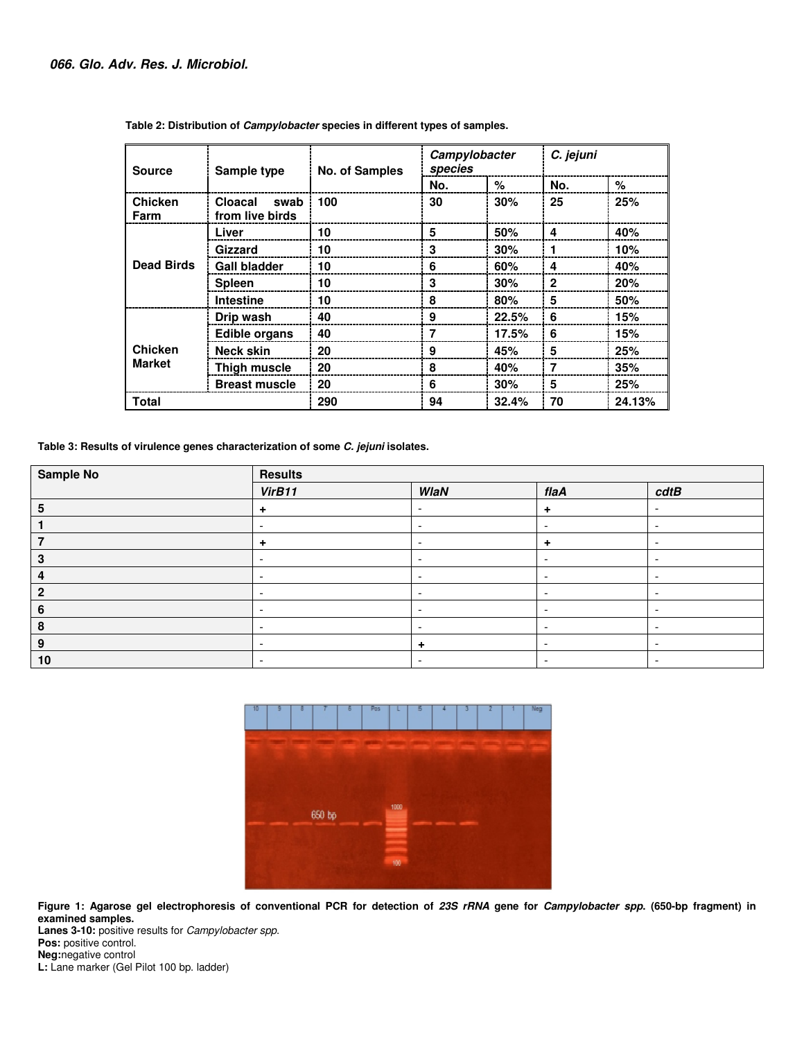**Table 2: Distribution of *Campylobacter* species in different types of samples.**

| Source | Sample type | No. of Samples | *Campylobacter species* | | *C. jejuni* | |
|---|---|---|---|---|---|---|
| | | | No. | % | No. | % |
| Chicken Farm | Cloacal swab from live birds | 100 | 30 | 30% | 25 | 25% |
| Dead Birds | Liver | 10 | 5 | 50% | 4 | 40% |
| | Gizzard | 10 | 3 | 30% | 1 | 10% |
| | Gall bladder | 10 | 6 | 60% | 4 | 40% |
| | Spleen | 10 | 3 | 30% | 2 | 20% |
| | Intestine | 10 | 8 | 80% | 5 | 50% |
| Chicken Market | Drip wash | 40 | 9 | 22.5% | 6 | 15% |
| | Edible organs | 40 | 7 | 17.5% | 6 | 15% |
| | Neck skin | 20 | 9 | 45% | 5 | 25% |
| | Thigh muscle | 20 | 8 | 40% | 7 | 35% |
| | Breast muscle | 20 | 6 | 30% | 5 | 25% |
| Total | | 290 | 94 | 32.4% | 70 | 24.13% |

**Table 3: Results of virulence genes characterization of some *C. jejuni* isolates.**

| Sample No | Results | | | |
|---|---|---|---|---|
| | *VirB11* | *WlaN* | *flaA* | *cdtB* |
| 5 | + | - | + | - |
| 1 | - | - | - | - |
| 7 | + | - | + | - |
| 3 | - | - | - | - |
| 4 | - | - | - | - |
| 2 | - | - | - | - |
| 6 | - | - | - | - |
| 8 | - | - | - | - |
| 9 | - | + | - | - |
| 10 | - | - | - | - |

**Figure 1: Agarose gel electrophoresis of conventional PCR for detection of *23S rRNA* gene for *Campylobacter spp*. (650-bp fragment) in examined samples.**
**Lanes 3-10:** positive results for *Campylobacter spp.*
**Pos:** positive control.
**Neg:**negative control
**L:** Lane marker (Gel Pilot 100 bp. ladder)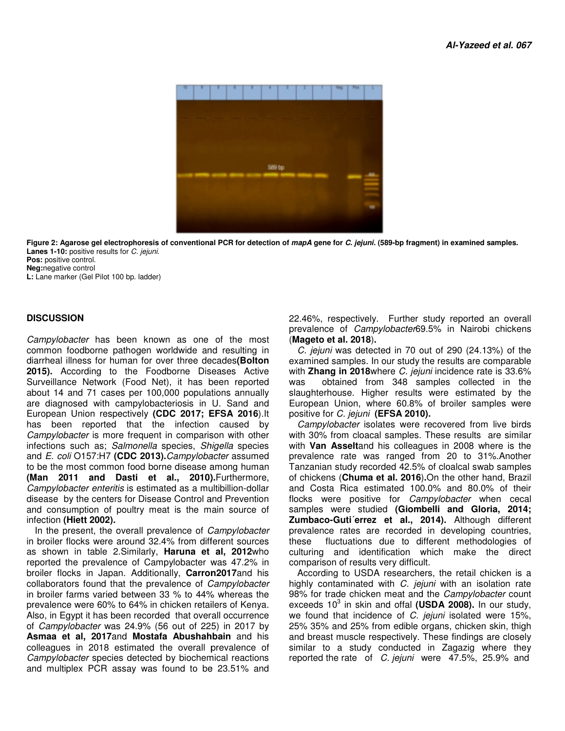Figure 2: Agarose gel electrophoresis of conventional PCR for detection of *mapA* gene for *C. jejuni*. (589-bp fragment) in examined samples.
**Lanes 1-10:** positive results for *C. jejuni*.
**Pos:** positive control.
**Neg:** negative control
**L:** Lane marker (Gel Pilot 100 bp. ladder)

## DISCUSSION

*Campylobacter* has been known as one of the most common foodborne pathogen worldwide and resulting in diarrheal illness for human for over three decades **(Bolton 2015).** According to the Foodborne Diseases Active Surveillance Network (Food Net), it has been reported about 14 and 71 cases per 100,000 populations annually are diagnosed with campylobacteriosis in U. Sand and European Union respectively **(CDC 2017; EFSA 2016)**.It has been reported that the infection caused by *Campylobacter* is more frequent in comparison with other infections such as; *Salmonella* species, *Shigella* species and *E. coli* O157:H7 **(CDC 2013).** *Campylobacter* assumed to be the most common food borne disease among human **(Man 2011 and Dasti et al., 2010).** Furthermore, *Campylobacter enteritis* is estimated as a multibillion-dollar disease by the centers for Disease Control and Prevention and consumption of poultry meat is the main source of infection **(Hiett 2002).**

In the present, the overall prevalence of *Campylobacter* in broiler flocks were around 32.4% from different sources as shown in table 2.Similarly, **Haruna et al, 2012** who reported the prevalence of Campylobacter was 47.2% in broiler flocks in Japan. Additionally, **Carron2017** and his collaborators found that the prevalence of *Campylobacter* in broiler farms varied between 33 % to 44% whereas the prevalence were 60% to 64% in chicken retailers of Kenya. Also, in Egypt it has been recorded that overall occurrence of *Campylobacter* was 24.9% (56 out of 225) in 2017 by **Asmaa et al, 2017** and **Mostafa Abushahbain** and his colleagues in 2018 estimated the overall prevalence of *Campylobacter* species detected by biochemical reactions and multiplex PCR assay was found to be 23.51% and 22.46%, respectively. Further study reported an overall prevalence of *Campylobacter* 69.5% in Nairobi chickens (**Mageto et al. 2018**).

*C. jejuni* was detected in 70 out of 290 (24.13%) of the examined samples. In our study the results are comparable with **Zhang in 2018** where *C. jejuni* incidence rate is 33.6% was obtained from 348 samples collected in the slaughterhouse. Higher results were estimated by the European Union, where 60.8% of broiler samples were positive for *C. jejuni* **(EFSA 2010).**

*Campylobacter* isolates were recovered from live birds with 30% from cloacal samples. These results are similar with **Van Asselt** and his colleagues in 2008 where is the prevalence rate was ranged from 20 to 31%.Another Tanzanian study recorded 42.5% of cloalcal swab samples of chickens (**Chuma et al. 2016**).On the other hand, Brazil and Costa Rica estimated 100.0% and 80.0% of their flocks were positive for *Campylobacter* when cecal samples were studied **(Giombelli and Gloria, 2014; Zumbaco-Guti´errez et al., 2014).** Although different prevalence rates are recorded in developing countries, these fluctuations due to different methodologies of culturing and identification which make the direct comparison of results very difficult.

According to USDA researchers, the retail chicken is a highly contaminated with *C. jejuni* with an isolation rate 98% for trade chicken meat and the *Campylobacter* count exceeds $10^3$ in skin and offal **(USDA 2008).** In our study, we found that incidence of *C. jejuni* isolated were 15%, 25% 35% and 25% from edible organs, chicken skin, thigh and breast muscle respectively. These findings are closely similar to a study conducted in Zagazig where they reported the rate of *C. jejuni* were 47.5%, 25.9% and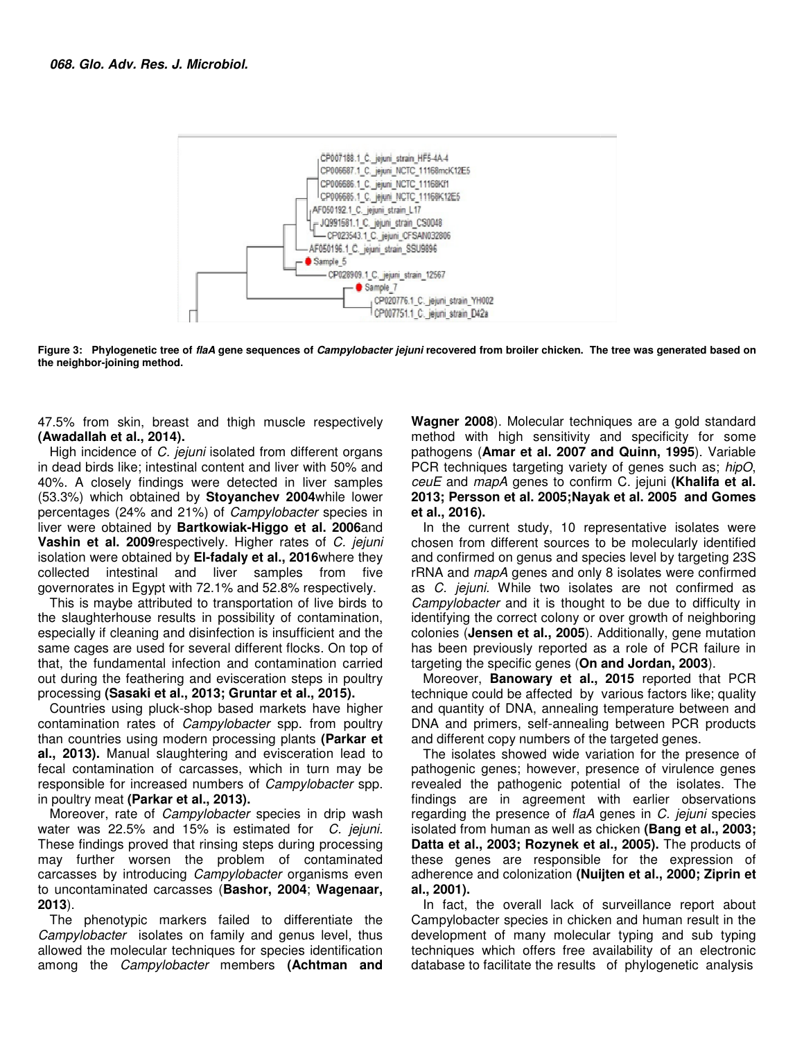**Figure 3: Phylogenetic tree of *flaA* gene sequences of *Campylobacter jejuni* recovered from broiler chicken. The tree was generated based on the neighbor-joining method.**

47.5% from skin, breast and thigh muscle respectively **(Awadallah et al., 2014).**

High incidence of *C. jejuni* isolated from different organs in dead birds like; intestinal content and liver with 50% and 40%. A closely findings were detected in liver samples (53.3%) which obtained by **Stoyanchev 2004**while lower percentages (24% and 21%) of *Campylobacter* species in liver were obtained by **Bartkowiak-Higgo et al. 2006**and **Vashin et al. 2009**respectively. Higher rates of *C. jejuni* isolation were obtained by **El-fadaly et al., 2016**where they collected intestinal and liver samples from five governorates in Egypt with 72.1% and 52.8% respectively.

This is maybe attributed to transportation of live birds to the slaughterhouse results in possibility of contamination, especially if cleaning and disinfection is insufficient and the same cages are used for several different flocks. On top of that, the fundamental infection and contamination carried out during the feathering and evisceration steps in poultry processing **(Sasaki et al., 2013; Gruntar et al., 2015).**

Countries using pluck-shop based markets have higher contamination rates of *Campylobacter* spp. from poultry than countries using modern processing plants **(Parkar et al., 2013).** Manual slaughtering and evisceration lead to fecal contamination of carcasses, which in turn may be responsible for increased numbers of *Campylobacter* spp. in poultry meat **(Parkar et al., 2013).**

Moreover, rate of *Campylobacter* species in drip wash water was 22.5% and 15% is estimated for *C. jejuni.* These findings proved that rinsing steps during processing may further worsen the problem of contaminated carcasses by introducing *Campylobacter* organisms even to uncontaminated carcasses (**Bashor, 2004**; **Wagenaar, 2013**).

The phenotypic markers failed to differentiate the *Campylobacter* isolates on family and genus level, thus allowed the molecular techniques for species identification among the *Campylobacter* members **(Achtman and Wagner 2008**). Molecular techniques are a gold standard method with high sensitivity and specificity for some pathogens (**Amar et al. 2007 and Quinn, 1995**). Variable PCR techniques targeting variety of genes such as; *hipO*, *ceuE* and *mapA* genes to confirm C. jejuni **(Khalifa et al. 2013; Persson et al. 2005;Nayak et al. 2005 and Gomes et al., 2016).**

In the current study, 10 representative isolates were chosen from different sources to be molecularly identified and confirmed on genus and species level by targeting 23S rRNA and *mapA* genes and only 8 isolates were confirmed as *C. jejuni.* While two isolates are not confirmed as *Campylobacter* and it is thought to be due to difficulty in identifying the correct colony or over growth of neighboring colonies (**Jensen et al., 2005**). Additionally, gene mutation has been previously reported as a role of PCR failure in targeting the specific genes (**On and Jordan, 2003**).

Moreover, **Banowary et al., 2015** reported that PCR technique could be affected by various factors like; quality and quantity of DNA, annealing temperature between and DNA and primers, self-annealing between PCR products and different copy numbers of the targeted genes.

The isolates showed wide variation for the presence of pathogenic genes; however, presence of virulence genes revealed the pathogenic potential of the isolates. The findings are in agreement with earlier observations regarding the presence of *flaA* genes in *C. jejuni* species isolated from human as well as chicken **(Bang et al., 2003; Datta et al., 2003; Rozynek et al., 2005).** The products of these genes are responsible for the expression of adherence and colonization **(Nuijten et al., 2000; Ziprin et al., 2001).**

In fact, the overall lack of surveillance report about Campylobacter species in chicken and human result in the development of many molecular typing and sub typing techniques which offers free availability of an electronic database to facilitate the results of phylogenetic analysis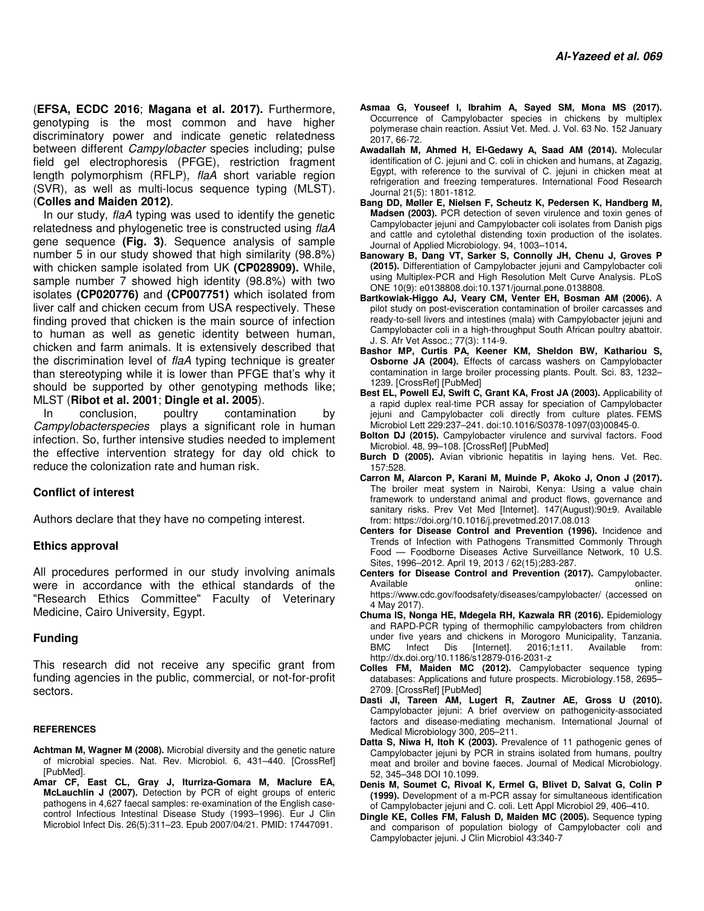(**EFSA, ECDC 2016**; **Magana et al. 2017).** Furthermore, genotyping is the most common and have higher discriminatory power and indicate genetic relatedness between different *Campylobacter* species including; pulse field gel electrophoresis (PFGE), restriction fragment length polymorphism (RFLP), *flaA* short variable region (SVR), as well as multi-locus sequence typing (MLST). (**Colles and Maiden 2012)**.

In our study, *flaA* typing was used to identify the genetic relatedness and phylogenetic tree is constructed using *flaA* gene sequence **(Fig. 3)**. Sequence analysis of sample number 5 in our study showed that high similarity (98.8%) with chicken sample isolated from UK **(CP028909).** While, sample number 7 showed high identity (98.8%) with two isolates **(CP020776)** and **(CP007751)** which isolated from liver calf and chicken cecum from USA respectively. These finding proved that chicken is the main source of infection to human as well as genetic identity between human, chicken and farm animals. It is extensively described that the discrimination level of *flaA* typing technique is greater than stereotyping while it is lower than PFGE that's why it should be supported by other genotyping methods like; MLST (**Ribot et al. 2001**; **Dingle et al. 2005**).

In conclusion, poultry contamination by *Campylobacterspecies* plays a significant role in human infection. So, further intensive studies needed to implement the effective intervention strategy for day old chick to reduce the colonization rate and human risk.

## Conflict of interest

Authors declare that they have no competing interest.

## Ethics approval

All procedures performed in our study involving animals were in accordance with the ethical standards of the "Research Ethics Committee" Faculty of Veterinary Medicine, Cairo University, Egypt.

## Funding

This research did not receive any specific grant from funding agencies in the public, commercial, or not-for-profit sectors.

## REFERENCES

**Achtman M, Wagner M (2008).** Microbial diversity and the genetic nature of microbial species. Nat. Rev. Microbiol. 6, 431–440. [CrossRef] [PubMed].

**Amar CF, East CL, Gray J, Iturriza-Gomara M, Maclure EA, McLauchlin J (2007).** Detection by PCR of eight groups of enteric pathogens in 4,627 faecal samples: re-examination of the English case-control Infectious Intestinal Disease Study (1993–1996). Eur J Clin Microbiol Infect Dis. 26(5):311–23. Epub 2007/04/21. PMID: 17447091.

**Asmaa G, Youseef I, Ibrahim A, Sayed SM, Mona MS (2017).** Occurrence of Campylobacter species in chickens by multiplex polymerase chain reaction. Assiut Vet. Med. J. Vol. 63 No. 152 January 2017, 66-72.

**Awadallah M, Ahmed H, El-Gedawy A, Saad AM (2014).** Molecular identification of C. jejuni and C. coli in chicken and humans, at Zagazig, Egypt, with reference to the survival of C. jejuni in chicken meat at refrigeration and freezing temperatures. International Food Research Journal 21(5): 1801-1812.

**Bang DD, Møller E, Nielsen F, Scheutz K, Pedersen K, Handberg M, Madsen (2003).** PCR detection of seven virulence and toxin genes of Campylobacter jejuni and Campylobacter coli isolates from Danish pigs and cattle and cytolethal distending toxin production of the isolates. Journal of Applied Microbiology. 94, 1003–1014**.**

**Banowary B, Dang VT, Sarker S, Connolly JH, Chenu J, Groves P (2015).** Differentiation of Campylobacter jejuni and Campylobacter coli using Multiplex-PCR and High Resolution Melt Curve Analysis. PLoS ONE 10(9): e0138808.doi:10.1371/journal.pone.0138808.

**Bartkowiak-Higgo AJ, Veary CM, Venter EH, Bosman AM (2006).** A pilot study on post-evisceration contamination of broiler carcasses and ready-to-sell livers and intestines (mala) with Campylobacter jejuni and Campylobacter coli in a high-throughput South African poultry abattoir. J. S. Afr Vet Assoc.; 77(3): 114-9.

**Bashor MP, Curtis PA, Keener KM, Sheldon BW, Kathariou S, Osborne JA (2004).** Effects of carcass washers on Campylobacter contamination in large broiler processing plants. Poult. Sci. 83, 1232–1239. [CrossRef] [PubMed]

**Best EL, Powell EJ, Swift C, Grant KA, Frost JA (2003).** Applicability of a rapid duplex real-time PCR assay for speciation of Campylobacter jejuni and Campylobacter coli directly from culture plates. FEMS Microbiol Lett 229:237–241. doi:10.1016/S0378-1097(03)00845-0.

**Bolton DJ (2015).** Campylobacter virulence and survival factors. Food Microbiol. 48, 99–108. [CrossRef] [PubMed]

**Burch D (2005).** Avian vibrionic hepatitis in laying hens. Vet. Rec. 157:528.

**Carron M, Alarcon P, Karani M, Muinde P, Akoko J, Onon J (2017).** The broiler meat system in Nairobi, Kenya: Using a value chain framework to understand animal and product flows, governance and sanitary risks. Prev Vet Med [Internet]. 147(August):90±9. Available from: https://doi.org/10.1016/j.prevetmed.2017.08.013

**Centers for Disease Control and Prevention (1996).** Incidence and Trends of Infection with Pathogens Transmitted Commonly Through Food — Foodborne Diseases Active Surveillance Network, 10 U.S. Sites, 1996–2012. April 19, 2013 / 62(15);283-287.

**Centers for Disease Control and Prevention (2017).** Campylobacter. Available online: https://www.cdc.gov/foodsafety/diseases/campylobacter/ (accessed on 4 May 2017).

**Chuma IS, Nonga HE, Mdegela RH, Kazwala RR (2016).** Epidemiology and RAPD-PCR typing of thermophilic campylobacters from children under five years and chickens in Morogoro Municipality, Tanzania. BMC Infect Dis [Internet]. 2016;1±11. Available from: http://dx.doi.org/10.1186/s12879-016-2031-z

**Colles FM, Maiden MC (2012).** Campylobacter sequence typing databases: Applications and future prospects. Microbiology.158, 2695–2709. [CrossRef] [PubMed]

**Dasti JI, Tareen AM, Lugert R, Zautner AE, Gross U (2010).** Campylobacter jejuni: A brief overview on pathogenicity-associated factors and disease-mediating mechanism. International Journal of Medical Microbiology 300, 205–211.

**Datta S, Niwa H, Itoh K (2003).** Prevalence of 11 pathogenic genes of Campylobacter jejuni by PCR in strains isolated from humans, poultry meat and broiler and bovine faeces. Journal of Medical Microbiology. 52, 345–348 DOI 10.1099.

**Denis M, Soumet C, Rivoal K, Ermel G, Blivet D, Salvat G, Colin P (1999).** Development of a m-PCR assay for simultaneous identification of Campylobacter jejuni and C. coli. Lett Appl Microbiol 29, 406–410.

**Dingle KE, Colles FM, Falush D, Maiden MC (2005).** Sequence typing and comparison of population biology of Campylobacter coli and Campylobacter jejuni. J Clin Microbiol 43:340-7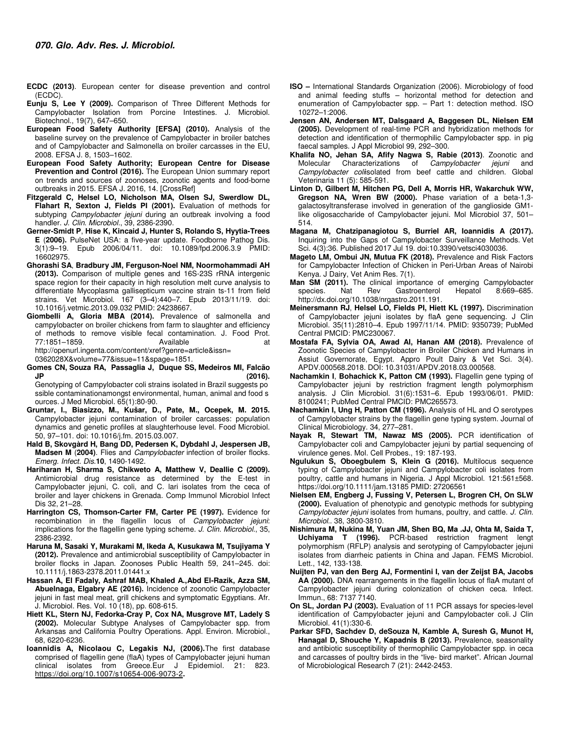**ECDC (2013)**. European center for disease prevention and control (ECDC).

**Eunju S, Lee Y (2009).** Comparison of Three Different Methods for Campylobacter Isolation from Porcine Intestines. J. Microbiol. Biotechnol., 19(7), 647–650.

**European Food Safety Authority [EFSA] (2010).** Analysis of the baseline survey on the prevalence of Campylobacter in broiler batches and of Campylobacter and Salmonella on broiler carcasses in the EU, 2008. EFSA J. 8, 1503–1602.

**European Food Safety Authority; European Centre for Disease Prevention and Control (2016).** The European Union summary report on trends and sources of zoonoses, zoonotic agents and food-borne outbreaks in 2015. EFSA J. 2016, 14. [CrossRef]

**Fitzgerald C, Helsel LO, Nicholson MA, Olsen SJ, Swerdlow DL, Flahart R, Sexton J, Fields PI (2001).** Evaluation of methods for subtyping *Campylobacter jejuni* during an outbreak involving a food handler. *J. Clin. Microbiol.*, 39, 2386-2390.

**Gerner-Smidt P**, **Hise K, Kincaid J, Hunter S, Rolando S, Hyytia-Trees E** (**2006).** PulseNet USA: a five-year update. Foodborne Pathog Dis. 3(1):9–19. Epub 2006/04/11. doi: 10.1089/fpd.2006.3.9 PMID: 16602975.

**Ghorashi SA**, **Bradbury JM, Ferguson-Noel NM, Noormohammadi AH (2013).** Comparison of multiple genes and 16S-23S rRNA intergenic space region for their capacity in high resolution melt curve analysis to differentiate Mycoplasma gallisepticum vaccine strain ts-11 from field strains. Vet Microbiol. 167 (3–4):440–7. Epub 2013/11/19. doi: 10.1016/j.vetmic.2013.09.032 PMID: 24238667.

**Giombelli A, Gloria MBA (2014).** Prevalence of salmonella and campylobacter on broiler chickens from farm to slaughter and efficiency of methods to remove visible fecal contamination. J. Food Prot. 77:1851–1859. Available at http://openurl.ingenta.com/content/xref?genre=article&issn=0362028X&volume=77&issue=11&spage=1851.

**Gomes CN, Souza RA, Passaglia J, Duque SS, Medeiros MI, Falcão JP (2016).** Genotyping of Campylobacter coli strains isolated in Brazil suggests possible contaminationamongst environmental, human, animal and food sources. J Med Microbiol. 65(1):80-90.

**Gruntar, I., Biasizzo, M., Kušar, D., Pate, M., Ocepek, M. 2015.** Campylobacter jejuni contamination of broiler carcasses: population dynamics and genetic profiles at slaughterhouse level. Food Microbiol. 50, 97–101. doi: 10.1016/j.fm. 2015.03.007.

**Hald B, Skovgàrd H, Bang DD, Pedersen K, Dybdahl J, Jespersen JB, Madsen M** (**2004)**. Flies and *Campylobacter* infection of broiler flocks. *Emerg. Infect. Dis.***10**, 1490-1492.

**Hariharan H, Sharma S, Chikweto A, Matthew V, Deallie C (2009).** Antimicrobial drug resistance as determined by the E-test in Campylobacter jejuni, C. coli, and C. lari isolates from the ceca of broiler and layer chickens in Grenada. Comp Immunol Microbiol Infect Dis 32, 21–28.

**Harrington CS, Thomson-Carter FM, Carter PE (1997).** Evidence for recombination in the flagellin locus of *Campylobacter jejuni*: implications for the flagellin gene typing scheme. *J. Clin. Microbiol.*, 35, 2386-2392.

**Haruna M, Sasaki Y, Murakami M, Ikeda A, Kusukawa M, Tsujiyama Y (2012).** Prevalence and antimicrobial susceptibility of Campylobacter in broiler flocks in Japan. Zoonoses Public Health 59, 241–245. doi: 10.1111/j.1863-2378.2011.01441.x

**Hassan A, El Fadaly, Ashraf MAB, Khaled A.,Abd El-Razik, Azza SM, Abuelnaga, Elgabry AE (2016).** Incidence of zoonotic Campylobacter jejuni in fast meal meat, grill chickens and symptomatic Egyptians. Afr. J. Microbiol. Res. Vol. 10 (18), pp. 608-615.

**Hiett KL, Stern NJ, Fedorka-Cray P, Cox NA, Musgrove MT, Ladely S (2002).** Molecular Subtype Analyses of Campylobacter spp. from Arkansas and California Poultry Operations. Appl. Environ. Microbiol., 68, 6220-6236.

**Ioannidis A, Nicolaou C, Legakis NJ, (2006).**The first database comprised of flagellin gene (flaA) types of Campylobacter jejuni human clinical isolates from Greece.Eur J Epidemiol. 21: 823. https://doi.org/10.1007/s10654-006-9073-2**.**

**ISO –** International Standards Organization (2006). Microbiology of food and animal feeding stuffs – horizontal method for detection and enumeration of Campylobacter spp. – Part 1: detection method. ISO 10272–1:2006.

**Jensen AN, Andersen MT, Dalsgaard A, Baggesen DL, Nielsen EM (2005).** Development of real-time PCR and hybridization methods for detection and identification of thermophilic Campylobacter spp. in pig faecal samples. J Appl Microbiol 99, 292–300.

**Khalifa NO, Jehan SA, Afify Nagwa S, Rabie (2013)**. Zoonotic and Molecular Characterizations of *Campylobacter jejuni* and *Campylobacter coli*isolated from beef cattle and children. Global Veterinaria 11 (5): 585-591.

**Linton D, Gilbert M, Hitchen PG, Dell A, Morris HR, Wakarchuk WW, Gregson NA, Wren BW (2000).** Phase variation of a beta-1,3-galactosyltransferase involved in generation of the ganglioside GM1-like oligosaccharide of Campylobacter jejuni. Mol Microbiol 37, 501–514.

**Magana M, Chatzipanagiotou S, Burriel AR, Ioannidis A (2017).** Inquiring into the Gaps of Campylobacter Surveillance Methods. Vet Sci. 4(3):36. Published 2017 Jul 19. doi:10.3390/vetsci4030036.

**Mageto LM, Ombui JN, Mutua FK (2018).** Prevalence and Risk Factors for Campylobacter Infection of Chicken in Peri-Urban Areas of Nairobi Kenya. J Dairy, Vet Anim Res. 7(1).

**Man SM (2011).** The clinical importance of emerging Campylobacter species. Nat Rev Gastroenterol Hepatol 8:669–685. http://dx.doi.org/10.1038/nrgastro.2011.191.

**Meinersmann RJ**, **Helsel LO, Fields PI, Hiett KL (1997).** Discrimination of Campylobacter jejuni isolates by flaA gene sequencing. J Clin Microbiol. 35(11):2810–4. Epub 1997/11/14. PMID: 9350739; PubMed Central PMCID: PMC230067.

**Mostafa FA, Sylvia OA, Awad AI, Hanan AM (2018).** Prevalence of Zoonotic Species of Campylobacter in Broiler Chicken and Humans in Assiut Governorate, Egypt. Appro Poult Dairy & Vet Sci. 3(4). APDV.000568.2018. DOI: 10.31031/APDV.2018.03.000568.

**Nachamkin I**, **Bohachick K, Patton CM (1993).** Flagellin gene typing of Campylobacter jejuni by restriction fragment length polymorphism analysis. J Clin Microbiol. 31(6):1531–6. Epub 1993/06/01. PMID: 8100241; PubMed Central PMCID: PMC265573.

**Nachamkin I, Ung H, Patton CM (1996).** Analysis of HL and O serotypes of Campylobacter strains by the flagellin gene typing system. Journal of Clinical Microbiology. 34, 277–281.

**Nayak R, Stewart TM, Nawaz MS (2005).** PCR identification of Campylobacter coli and Campylobacter jejuni by partial sequencing of virulence genes. Mol. Cell Probes., 19: 187-193.

**Ngulukun S, Oboegbulem S, Klein G (2016).** Multilocus sequence typing of Campylobacter jejuni and Campylobacter coli isolates from poultry, cattle and humans in Nigeria. J Appl Microbiol. 121:561±568. https://doi.org/10.1111/jam.13185 PMID: 27206561

**Nielsen EM, Engberg J, Fussing V, Petersen L, Brogren CH, On SLW (2000).** Evaluation of phenotypic and genotypic methods for subtyping *Campylobacter jejuni* isolates from humans, poultry, and cattle. *J. Clin. Microbiol.*. 38, 3800-3810.

**Nishimura M, Nukina M, Yuan JM, Shen BQ, Ma .JJ, Ohta M, Saida T, Uchiyama T (1996).** PCR-based restriction fragment lengt polymorphism (RFLP) analysis and serotyping of Campylobacter jejuni isolates from diarrheic patients in China and Japan. FEMS Microbiol. Lett., 142, 133-138.

**Nuijten PJ, van den Berg AJ, Formentini I, van der Zeijst BA, Jacobs AA (2000).** DNA rearrangements in the flagellin locus of flaA mutant of Campylobacter jejuni during colonization of chicken ceca. Infect. Immun., 68: 7137 7140.

**On SL, Jordan PJ (2003).** Evaluation of 11 PCR assays for species-level identification of Campylobacter jejuni and Campylobacter coli. J Clin Microbiol. 41(1):330-6.

**Parkar SFD, Sachdev D, deSouza N, Kamble A, Suresh G, Munot H, Hanagal D, Shouche Y, Kapadnis B (2013).** Prevalence, seasonality and antibiotic susceptibility of thermophilic Campylobacter spp. in ceca and carcasses of poultry birds in the "live- bird market". African Journal of Microbiological Research 7 (21): 2442-2453.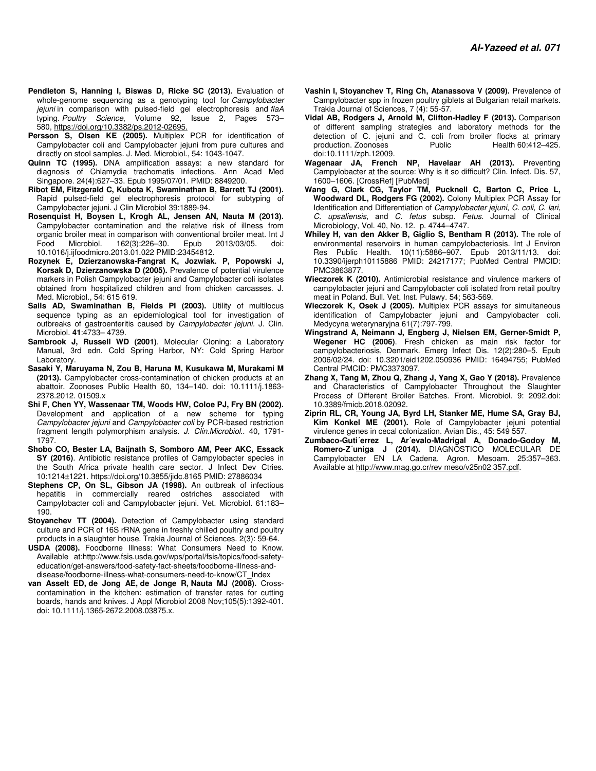**Pendleton S, Hanning I, Biswas D, Ricke SC (2013).** Evaluation of whole-genome sequencing as a genotyping tool for *Campylobacter jejuni* in comparison with pulsed-field gel electrophoresis and *flaA* typing. *Poultry Science*, Volume 92, Issue 2, Pages 573–580, https://doi.org/10.3382/ps.2012-02695.

**Persson S, Olsen KE (2005).** Multiplex PCR for identification of Campylobacter coli and Campylobacter jejuni from pure cultures and directly on stool samples. J. Med. Microbiol., 54: 1043-1047.

**Quinn TC (1995).** DNA amplification assays: a new standard for diagnosis of Chlamydia trachomatis infections. Ann Acad Med Singapore. 24(4):627–33. Epub 1995/07/01. PMID: 8849200.

**Ribot EM, Fitzgerald C, Kubota K, Swaminathan B, Barrett TJ (2001).** Rapid pulsed-field gel electrophoresis protocol for subtyping of Campylobacter jejuni. J Clin Microbiol 39:1889-94.

**Rosenquist H, Boysen L, Krogh AL, Jensen AN, Nauta M (2013).** Campylobacter contamination and the relative risk of illness from organic broiler meat in comparison with conventional broiler meat. Int J Food Microbiol. 162(3):226–30. Epub 2013/03/05. doi: 10.1016/j.ijfoodmicro.2013.01.022 PMID:23454812.

**Rozynek E, Dzierzanowska-Fangrat K, Jozwiak. P, Popowski J, Korsak D, Dzierzanowska D (2005).** Prevalence of potential virulence markers in Polish Campylobacter jejuni and Campylobacter coli isolates obtained from hospitalized children and from chicken carcasses. J. Med. Microbiol., 54: 615 619.

**Sails AD, Swaminathan B, Fields PI (2003).** Utility of multilocus sequence typing as an epidemiological tool for investigation of outbreaks of gastroenteritis caused by *Campylobacter jejuni*. J. Clin. Microbiol. **41**:4733– 4739.

**Sambrook J, Russell WD (2001)**. Molecular Cloning: a Laboratory Manual, 3rd edn. Cold Spring Harbor, NY: Cold Spring Harbor Laboratory.

**Sasaki Y, Maruyama N, Zou B, Haruna M, Kusukawa M, Murakami M (2013).** Campylobacter cross-contamination of chicken products at an abattoir. Zoonoses Public Health 60, 134–140. doi: 10.1111/j.1863-2378.2012. 01509.x

**Shi F, Chen YY, Wassenaar TM, Woods HW, Coloe PJ, Fry BN (2002).** Development and application of a new scheme for typing *Campylobacter jejuni* and *Campylobacter coli* by PCR-based restriction fragment length polymorphism analysis. *J. Clin.Microbiol.*. 40, 1791-1797.

**Shobo CO, Bester LA, Baijnath S, Somboro AM, Peer AKC, Essack SY (2016)**. Antibiotic resistance profiles of Campylobacter species in the South Africa private health care sector. J Infect Dev Ctries. 10:1214±1221. https://doi.org/10.3855/jidc.8165 PMID: 27886034

**Stephens CP, On SL, Gibson JA (1998).** An outbreak of infectious hepatitis in commercially reared ostriches associated with Campylobacter coli and Campylobacter jejuni. Vet. Microbiol. 61:183–190.

**Stoyanchev TT (2004).** Detection of Campylobacter using standard culture and PCR of 16S rRNA gene in freshly chilled poultry and poultry products in a slaughter house. Trakia Journal of Sciences. 2(3): 59-64.

**USDA (2008).** Foodborne Illness: What Consumers Need to Know. Available at:http://www.fsis.usda.gov/wps/portal/fsis/topics/food-safety-education/get-answers/food-safety-fact-sheets/foodborne-illness-and-disease/foodborne-illness-what-consumers-need-to-know/CT_Index

**van Asselt ED, de Jong AE, de Jonge R, Nauta MJ (2008).** Cross-contamination in the kitchen: estimation of transfer rates for cutting boards, hands and knives. J Appl Microbiol 2008 Nov;105(5):1392-401. doi: 10.1111/j.1365-2672.2008.03875.x.

**Vashin I, Stoyanchev T, Ring Ch, Atanassova V (2009).** Prevalence of Campylobacter spp in frozen poultry giblets at Bulgarian retail markets. Trakia Journal of Sciences, 7 (4): 55-57.

**Vidal AB, Rodgers J, Arnold M, Clifton-Hadley F (2013).** Comparison of different sampling strategies and laboratory methods for the detection of C. jejuni and C. coli from broiler flocks at primary production. Zoonoses Public Health 60:412–425. doi:10.1111/zph.12009.

**Wagenaar JA, French NP, Havelaar AH (2013).** Preventing Campylobacter at the source: Why is it so difficult? Clin. Infect. Dis. 57, 1600–1606. [CrossRef] [PubMed]

**Wang G, Clark CG, Taylor TM, Pucknell C, Barton C, Price L, Woodward DL, Rodgers FG (2002).** Colony Multiplex PCR Assay for Identification and Differentiation of *Campylobacter jejuni*, *C. coli*, *C. lari*, *C. upsaliensis*, and *C. fetus* subsp. *Fetus*. Journal of Clinical Microbiology, Vol. 40, No. 12. p. 4744–4747.

**Whiley H, van den Akker B, Giglio S, Bentham R (2013).** The role of environmental reservoirs in human campylobacteriosis. Int J Environ Res Public Health. 10(11):5886–907. Epub 2013/11/13. doi: 10.3390/ijerph10115886 PMID: 24217177; PubMed Central PMCID: PMC3863877.

**Wieczorek K (2010).** Antimicrobial resistance and virulence markers of campylobacter jejuni and Campylobacter coli isolated from retail poultry meat in Poland. Bull. Vet. Inst. Pulawy. 54; 563-569.

**Wieczorek K, Osek J (2005).** Multiplex PCR assays for simultaneous identification of Campylobacter jejuni and Campylobacter coli. Medycyna weterynaryjna 61(7):797-799.

**Wingstrand A, Neimann J, Engberg J, Nielsen EM, Gerner-Smidt P, Wegener HC (2006)**. Fresh chicken as main risk factor for campylobacteriosis, Denmark. Emerg Infect Dis. 12(2):280–5. Epub 2006/02/24. doi: 10.3201/eid1202.050936 PMID: 16494755; PubMed Central PMCID: PMC3373097.

**Zhang X, Tang M, Zhou Q, Zhang J, Yang X, Gao Y (2018).** Prevalence and Characteristics of Campylobacter Throughout the Slaughter Process of Different Broiler Batches. Front. Microbiol. 9: 2092.doi: 10.3389/fmicb.2018.02092.

**Ziprin RL, CR, Young JA, Byrd LH, Stanker ME, Hume SA, Gray BJ, Kim Konkel ME (2001).** Role of Campylobacter jejuni potential virulence genes in cecal colonization. Avian Dis., 45: 549 557.

**Zumbaco-Guti´errez L, Ar´evalo-Madrigal A, Donado-Godoy M, Romero-Z´uniga J (2014).** DIAGNOSTICO MOLECULAR DE Campylobacter EN LA Cadena. Agron. Mesoam. 25:357–363. Available at http://www.mag.go.cr/rev meso/v25n02 357.pdf.